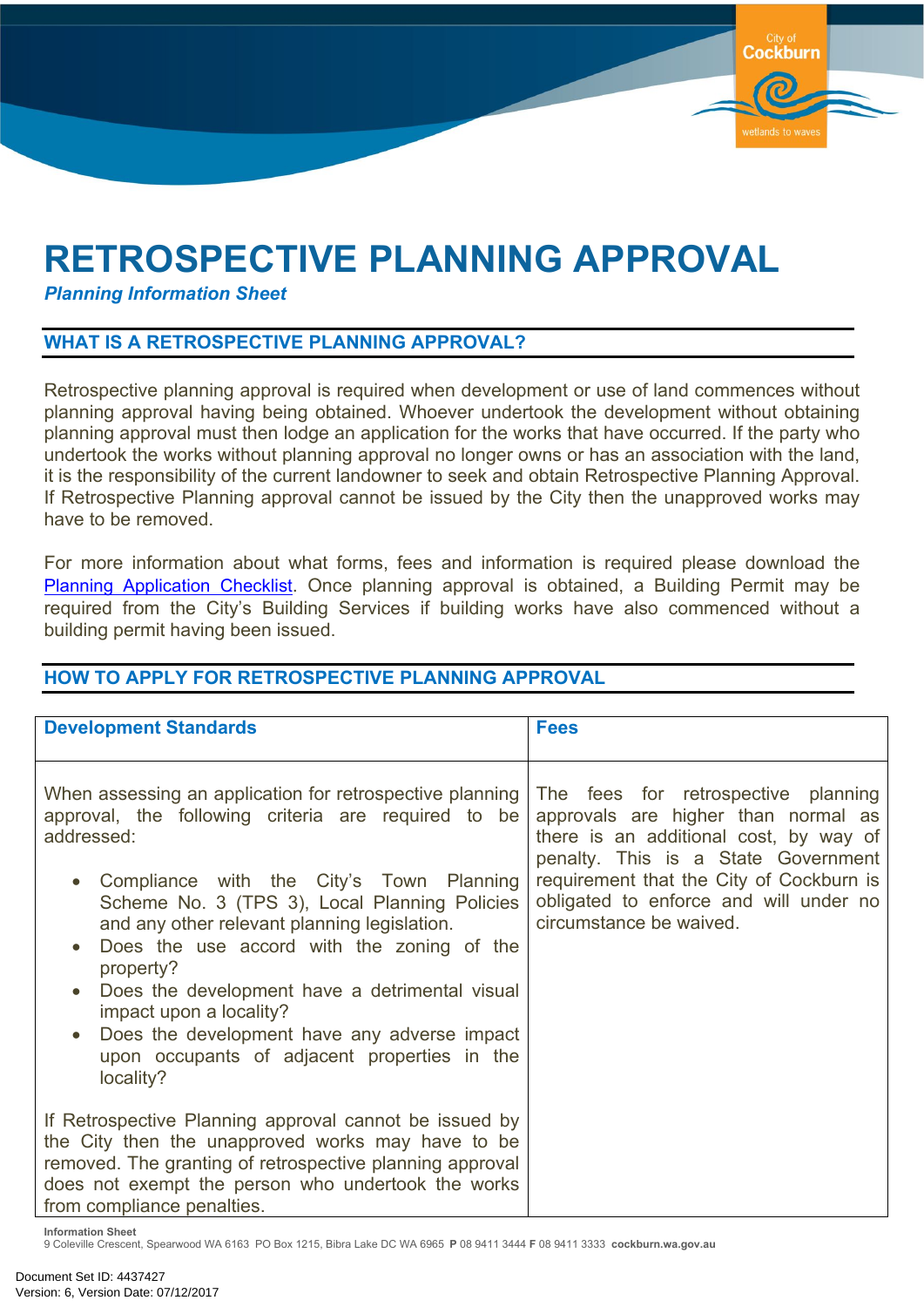# RETROSPECTIVE PLANNING APPROVAL

***Planning Information Sheet***

## WHAT IS A RETROSPECTIVE PLANNING APPROVAL?

Retrospective planning approval is required when development or use of land commences without planning approval having being obtained. Whoever undertook the development without obtaining planning approval must then lodge an application for the works that have occurred. If the party who undertook the works without planning approval no longer owns or has an association with the land, it is the responsibility of the current landowner to seek and obtain Retrospective Planning Approval. If Retrospective Planning approval cannot be issued by the City then the unapproved works may have to be removed.

For more information about what forms, fees and information is required please download the Planning Application Checklist. Once planning approval is obtained, a Building Permit may be required from the City's Building Services if building works have also commenced without a building permit having been issued.

## HOW TO APPLY FOR RETROSPECTIVE PLANNING APPROVAL

| Development Standards | Fees |
|---|---|
| When assessing an application for retrospective planning approval, the following criteria are required to be addressed:<br><br>• Compliance with the City's Town Planning Scheme No. 3 (TPS 3), Local Planning Policies and any other relevant planning legislation.<br>• Does the use accord with the zoning of the property?<br>• Does the development have a detrimental visual impact upon a locality?<br>• Does the development have any adverse impact upon occupants of adjacent properties in the locality?<br><br>If Retrospective Planning approval cannot be issued by the City then the unapproved works may have to be removed. The granting of retrospective planning approval does not exempt the person who undertook the works from compliance penalties. | The fees for retrospective planning approvals are higher than normal as there is an additional cost, by way of penalty. This is a State Government requirement that the City of Cockburn is obligated to enforce and will under no circumstance be waived. |

**Information Sheet**
9 Coleville Crescent, Spearwood WA 6163 PO Box 1215, Bibra Lake DC WA 6965 **P** 08 9411 3444 **F** 08 9411 3333 **cockburn.wa.gov.au**

Document Set ID: 4437427
Version: 6, Version Date: 07/12/2017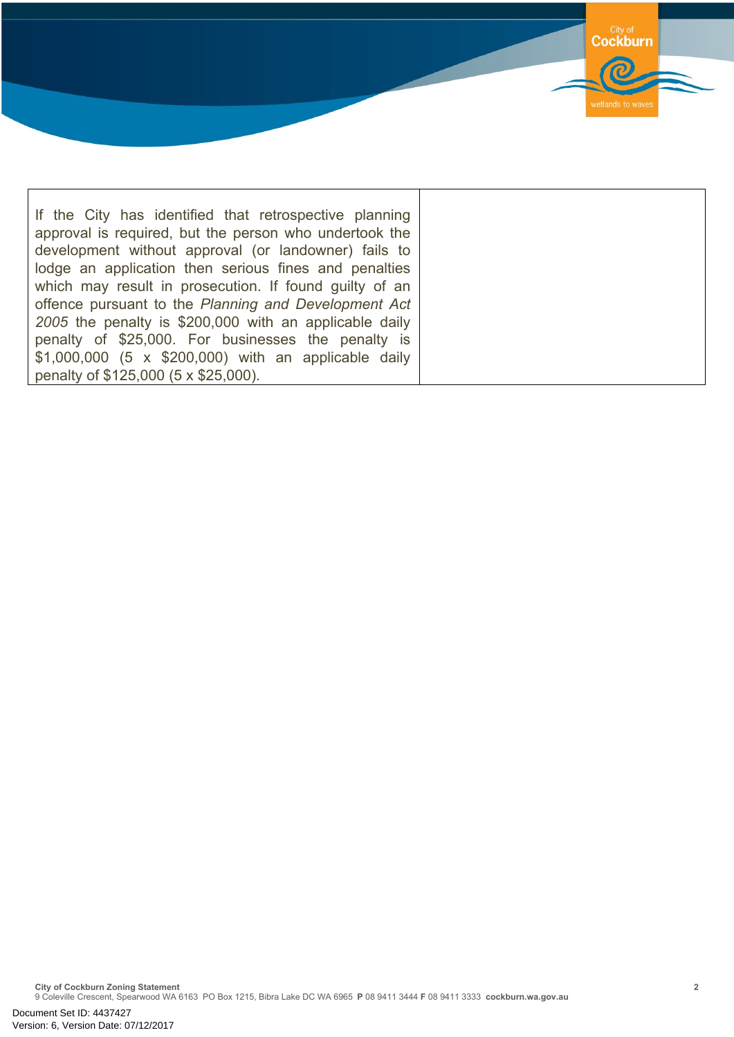| | |
|---|---|
| If the City has identified that retrospective planning approval is required, but the person who undertook the development without approval (or landowner) fails to lodge an application then serious fines and penalties which may result in prosecution. If found guilty of an offence pursuant to the *Planning and Development Act 2005* the penalty is \$200,000 with an applicable daily penalty of \$25,000. For businesses the penalty is \$1,000,000 (5 x \$200,000) with an applicable daily penalty of \$125,000 (5 x \$25,000). | |